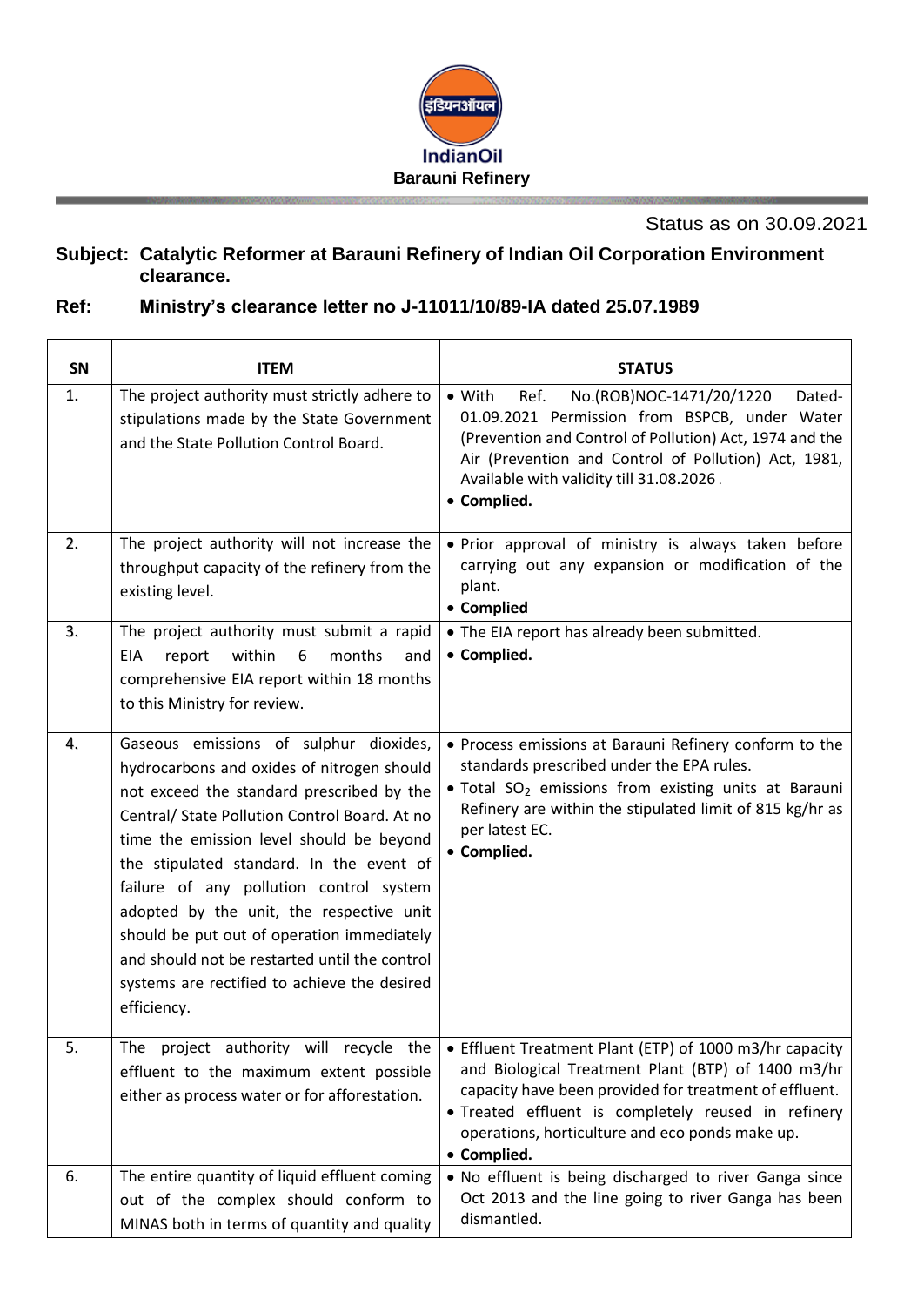IndianOil
**Barauni Refinery**

Status as on 30.09.2021

**Subject: Catalytic Reformer at Barauni Refinery of Indian Oil Corporation Environment clearance.**

**Ref: Ministry's clearance letter no J-11011/10/89-IA dated 25.07.1989**

| SN | ITEM | STATUS |
|---|---|---|
| 1. | The project authority must strictly adhere to stipulations made by the State Government and the State Pollution Control Board. | • With Ref. No.(ROB)NOC-1471/20/1220 Dated-01.09.2021 Permission from BSPCB, under Water (Prevention and Control of Pollution) Act, 1974 and the Air (Prevention and Control of Pollution) Act, 1981, Available with validity till 31.08.2026. <br>• **Complied.** |
| 2. | The project authority will not increase the throughput capacity of the refinery from the existing level. | • Prior approval of ministry is always taken before carrying out any expansion or modification of the plant. <br>• **Complied** |
| 3. | The project authority must submit a rapid EIA report within 6 months and comprehensive EIA report within 18 months to this Ministry for review. | • The EIA report has already been submitted. <br>• **Complied.** |
| 4. | Gaseous emissions of sulphur dioxides, hydrocarbons and oxides of nitrogen should not exceed the standard prescribed by the Central/ State Pollution Control Board. At no time the emission level should be beyond the stipulated standard. In the event of failure of any pollution control system adopted by the unit, the respective unit should be put out of operation immediately and should not be restarted until the control systems are rectified to achieve the desired efficiency. | • Process emissions at Barauni Refinery conform to the standards prescribed under the EPA rules. <br>• Total $SO_2$ emissions from existing units at Barauni Refinery are within the stipulated limit of 815 kg/hr as per latest EC. <br>• **Complied.** |
| 5. | The project authority will recycle the effluent to the maximum extent possible either as process water or for afforestation. | • Effluent Treatment Plant (ETP) of 1000 m3/hr capacity and Biological Treatment Plant (BTP) of 1400 m3/hr capacity have been provided for treatment of effluent. <br>• Treated effluent is completely reused in refinery operations, horticulture and eco ponds make up. <br>• **Complied.** |
| 6. | The entire quantity of liquid effluent coming out of the complex should conform to MINAS both in terms of quantity and quality | • No effluent is being discharged to river Ganga since Oct 2013 and the line going to river Ganga has been dismantled. |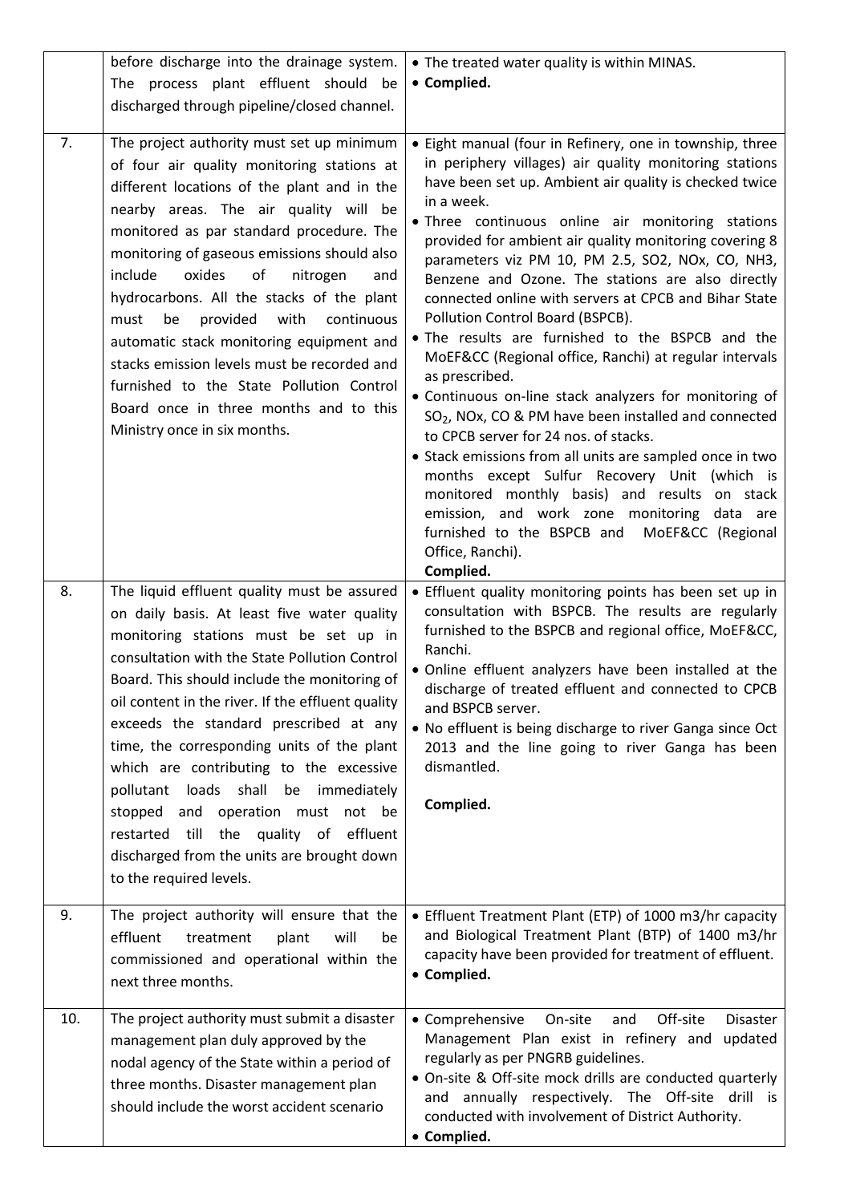|  |  |  |
|---|---|---|
|  | before discharge into the drainage system. The process plant effluent should be discharged through pipeline/closed channel. | • The treated water quality is within MINAS.<br>• **Complied.** |
| 7. | The project authority must set up minimum of four air quality monitoring stations at different locations of the plant and in the nearby areas. The air quality will be monitored as par standard procedure. The monitoring of gaseous emissions should also include oxides of nitrogen and hydrocarbons. All the stacks of the plant must be provided with continuous automatic stack monitoring equipment and stacks emission levels must be recorded and furnished to the State Pollution Control Board once in three months and to this Ministry once in six months. | • Eight manual (four in Refinery, one in township, three in periphery villages) air quality monitoring stations have been set up. Ambient air quality is checked twice in a week.<br>• Three continuous online air monitoring stations provided for ambient air quality monitoring covering 8 parameters viz PM 10, PM 2.5, SO2, NOx, CO, NH3, Benzene and Ozone. The stations are also directly connected online with servers at CPCB and Bihar State Pollution Control Board (BSPCB).<br>• The results are furnished to the BSPCB and the MoEF&CC (Regional office, Ranchi) at regular intervals as prescribed.<br>• Continuous on-line stack analyzers for monitoring of $SO_2$, NOx, CO & PM have been installed and connected to CPCB server for 24 nos. of stacks.<br>• Stack emissions from all units are sampled once in two months except Sulfur Recovery Unit (which is monitored monthly basis) and results on stack emission, and work zone monitoring data are furnished to the BSPCB and MoEF&CC (Regional Office, Ranchi).<br>**Complied.** |
| 8. | The liquid effluent quality must be assured on daily basis. At least five water quality monitoring stations must be set up in consultation with the State Pollution Control Board. This should include the monitoring of oil content in the river. If the effluent quality exceeds the standard prescribed at any time, the corresponding units of the plant which are contributing to the excessive pollutant loads shall be immediately stopped and operation must not be restarted till the quality of effluent discharged from the units are brought down to the required levels. | • Effluent quality monitoring points has been set up in consultation with BSPCB. The results are regularly furnished to the BSPCB and regional office, MoEF&CC, Ranchi.<br>• Online effluent analyzers have been installed at the discharge of treated effluent and connected to CPCB and BSPCB server.<br>• No effluent is being discharge to river Ganga since Oct 2013 and the line going to river Ganga has been dismantled.<br><br>**Complied.** |
| 9. | The project authority will ensure that the effluent treatment plant will be commissioned and operational within the next three months. | • Effluent Treatment Plant (ETP) of 1000 m3/hr capacity and Biological Treatment Plant (BTP) of 1400 m3/hr capacity have been provided for treatment of effluent.<br>• **Complied.** |
| 10. | The project authority must submit a disaster management plan duly approved by the nodal agency of the State within a period of three months. Disaster management plan should include the worst accident scenario | • Comprehensive On-site and Off-site Disaster Management Plan exist in refinery and updated regularly as per PNGRB guidelines.<br>• On-site & Off-site mock drills are conducted quarterly and annually respectively. The Off-site drill is conducted with involvement of District Authority.<br>• **Complied.** |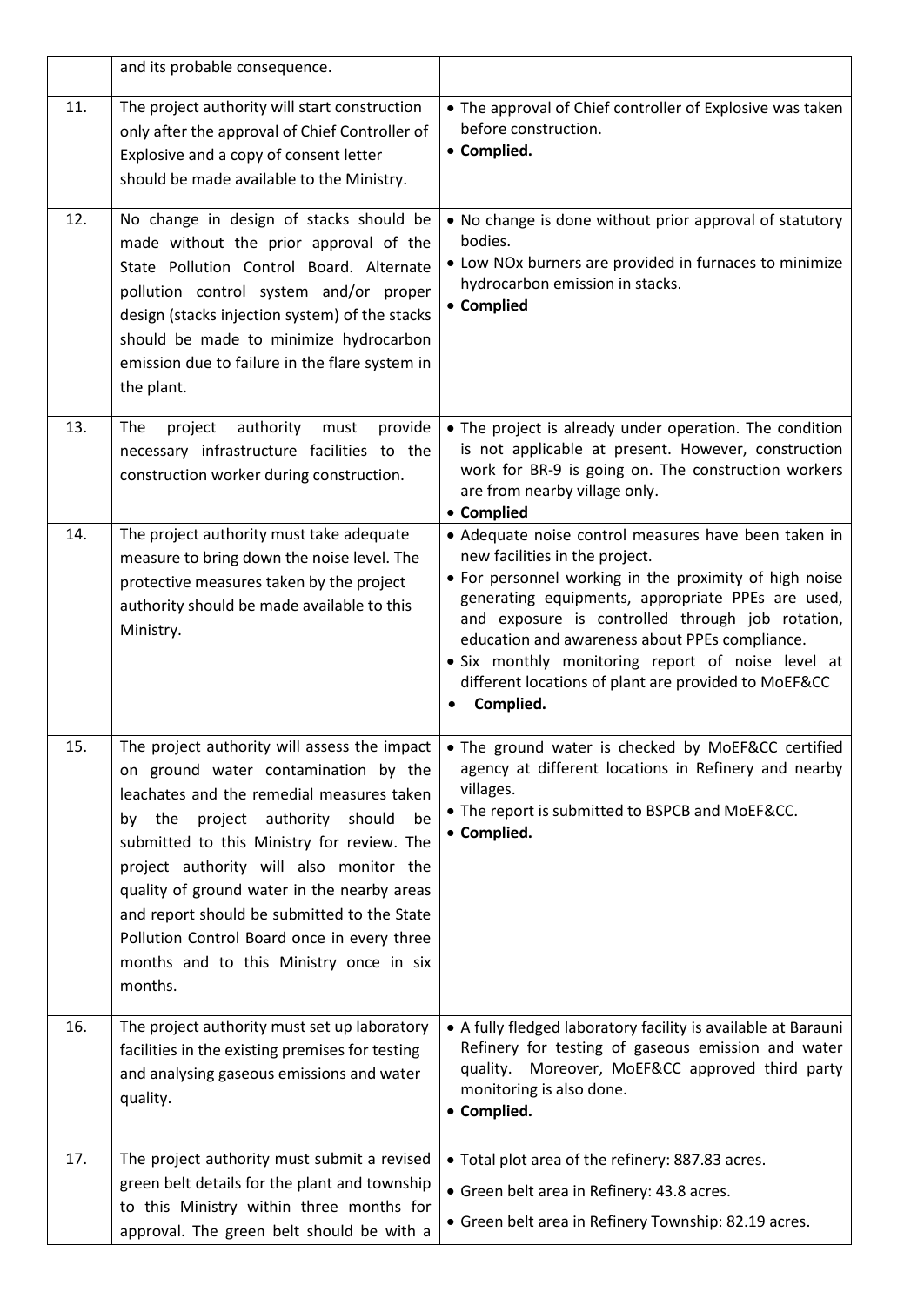| | | |
|---|---|---|
| | and its probable consequence. | |
| 11. | The project authority will start construction only after the approval of Chief Controller of Explosive and a copy of consent letter should be made available to the Ministry. | • The approval of Chief controller of Explosive was taken before construction.<br>• **Complied.** |
| 12. | No change in design of stacks should be made without the prior approval of the State Pollution Control Board. Alternate pollution control system and/or proper design (stacks injection system) of the stacks should be made to minimize hydrocarbon emission due to failure in the flare system in the plant. | • No change is done without prior approval of statutory bodies.<br>• Low NOx burners are provided in furnaces to minimize hydrocarbon emission in stacks.<br>• **Complied** |
| 13. | The project authority must provide necessary infrastructure facilities to the construction worker during construction. | • The project is already under operation. The condition is not applicable at present. However, construction work for BR-9 is going on. The construction workers are from nearby village only.<br>• **Complied** |
| 14. | The project authority must take adequate measure to bring down the noise level. The protective measures taken by the project authority should be made available to this Ministry. | • Adequate noise control measures have been taken in new facilities in the project.<br>• For personnel working in the proximity of high noise generating equipments, appropriate PPEs are used, and exposure is controlled through job rotation, education and awareness about PPEs compliance.<br>• Six monthly monitoring report of noise level at different locations of plant are provided to MoEF&CC<br>• **Complied.** |
| 15. | The project authority will assess the impact on ground water contamination by the leachates and the remedial measures taken by the project authority should be submitted to this Ministry for review. The project authority will also monitor the quality of ground water in the nearby areas and report should be submitted to the State Pollution Control Board once in every three months and to this Ministry once in six months. | • The ground water is checked by MoEF&CC certified agency at different locations in Refinery and nearby villages.<br>• The report is submitted to BSPCB and MoEF&CC.<br>• **Complied.** |
| 16. | The project authority must set up laboratory facilities in the existing premises for testing and analysing gaseous emissions and water quality. | • A fully fledged laboratory facility is available at Barauni Refinery for testing of gaseous emission and water quality. Moreover, MoEF&CC approved third party monitoring is also done.<br>• **Complied.** |
| 17. | The project authority must submit a revised green belt details for the plant and township to this Ministry within three months for approval. The green belt should be with a | • Total plot area of the refinery: 887.83 acres.<br>• Green belt area in Refinery: 43.8 acres.<br>• Green belt area in Refinery Township: 82.19 acres. |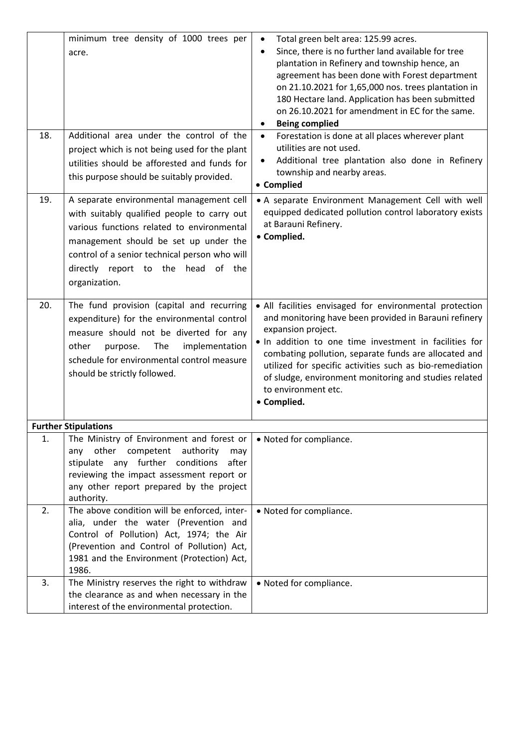| | | |
|---|---|---|
| | minimum tree density of 1000 trees per acre. | • Total green belt area: 125.99 acres.<br>• Since, there is no further land available for tree plantation in Refinery and township hence, an agreement has been done with Forest department on 21.10.2021 for 1,65,000 nos. trees plantation in 180 Hectare land. Application has been submitted on 26.10.2021 for amendment in EC for the same.<br>• **Being complied** |
| 18. | Additional area under the control of the project which is not being used for the plant utilities should be afforested and funds for this purpose should be suitably provided. | • Forestation is done at all places wherever plant utilities are not used.<br>• Additional tree plantation also done in Refinery township and nearby areas.<br>• **Complied** |
| 19. | A separate environmental management cell with suitably qualified people to carry out various functions related to environmental management should be set up under the control of a senior technical person who will directly report to the head of the organization. | • A separate Environment Management Cell with well equipped dedicated pollution control laboratory exists at Barauni Refinery.<br>• **Complied.** |
| 20. | The fund provision (capital and recurring expenditure) for the environmental control measure should not be diverted for any other purpose. The implementation schedule for environmental control measure should be strictly followed. | • All facilities envisaged for environmental protection and monitoring have been provided in Barauni refinery expansion project.<br>• In addition to one time investment in facilities for combating pollution, separate funds are allocated and utilized for specific activities such as bio-remediation of sludge, environment monitoring and studies related to environment etc.<br>• **Complied.** |
| **Further Stipulations** | | |
| 1. | The Ministry of Environment and forest or any other competent authority may stipulate any further conditions after reviewing the impact assessment report or any other report prepared by the project authority. | • Noted for compliance. |
| 2. | The above condition will be enforced, inter-alia, under the water (Prevention and Control of Pollution) Act, 1974; the Air (Prevention and Control of Pollution) Act, 1981 and the Environment (Protection) Act, 1986. | • Noted for compliance. |
| 3. | The Ministry reserves the right to withdraw the clearance as and when necessary in the interest of the environmental protection. | • Noted for compliance. |